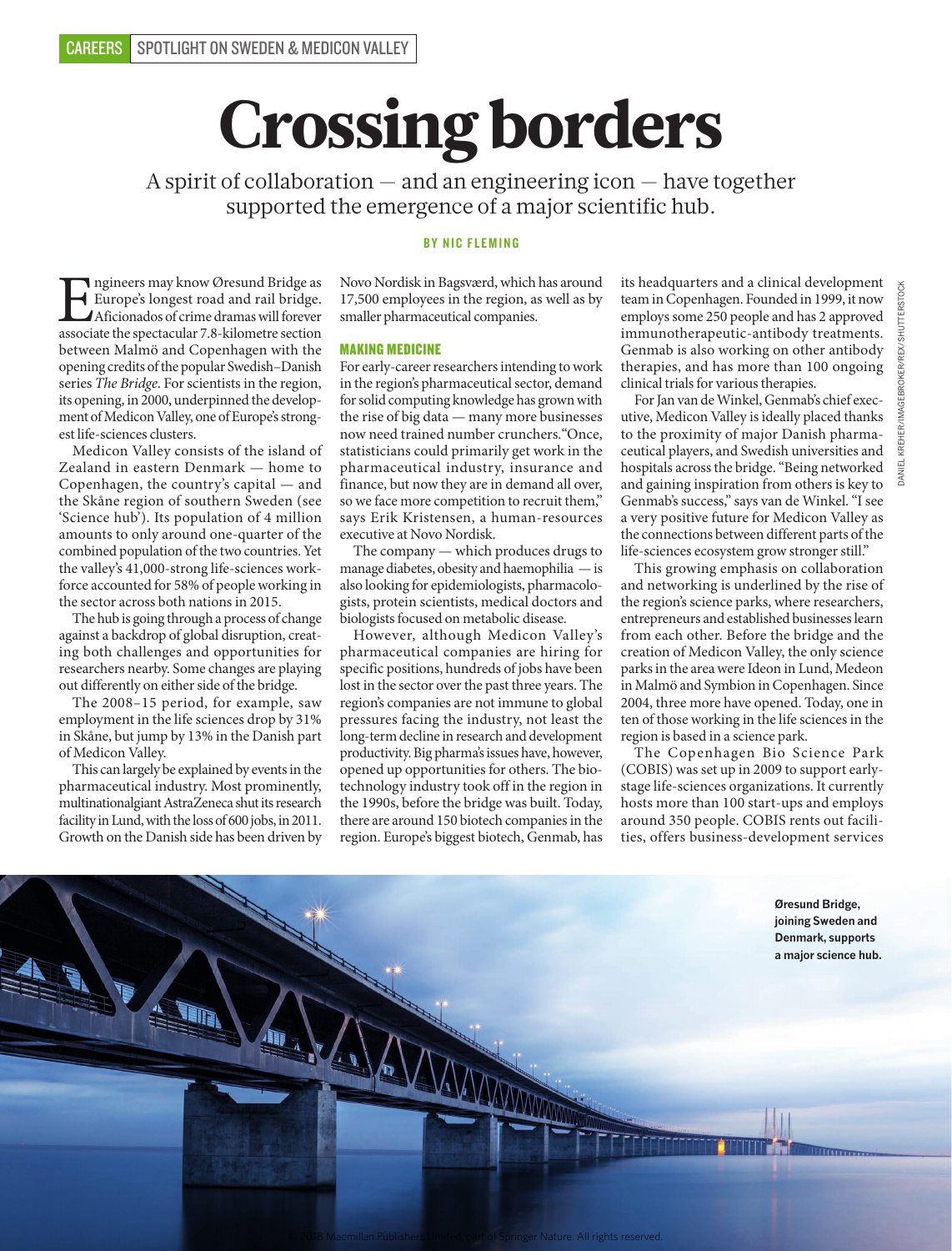# Crossing borders

A spirit of collaboration — and an engineering icon — have together supported the emergence of a major scientific hub.

**BY NIC FLEMING**

Engineers may know Øresund Bridge as Europe's longest road and rail bridge. Aficionados of crime dramas will forever associate the spectacular 7.8-kilometre section between Malmö and Copenhagen with the opening credits of the popular Swedish–Danish series *The Bridge*. For scientists in the region, its opening, in 2000, underpinned the development of Medicon Valley, one of Europe's strongest life-sciences clusters.

Medicon Valley consists of the island of Zealand in eastern Denmark — home to Copenhagen, the country's capital — and the Skåne region of southern Sweden (see 'Science hub'). Its population of 4 million amounts to only around one-quarter of the combined population of the two countries. Yet the valley's 41,000-strong life-sciences workforce accounted for 58% of people working in the sector across both nations in 2015.

The hub is going through a process of change against a backdrop of global disruption, creating both challenges and opportunities for researchers nearby. Some changes are playing out differently on either side of the bridge.

The 2008–15 period, for example, saw employment in the life sciences drop by 31% in Skåne, but jump by 13% in the Danish part of Medicon Valley.

This can largely be explained by events in the pharmaceutical industry. Most prominently, multinational giant AstraZeneca shut its research facility in Lund, with the loss of 600 jobs, in 2011. Growth on the Danish side has been driven by Novo Nordisk in Bagsværd, which has around 17,500 employees in the region, as well as by smaller pharmaceutical companies.

## MAKING MEDICINE

For early-career researchers intending to work in the region's pharmaceutical sector, demand for solid computing knowledge has grown with the rise of big data — many more businesses now need trained number crunchers. "Once, statisticians could primarily get work in the pharmaceutical industry, insurance and finance, but now they are in demand all over, so we face more competition to recruit them," says Erik Kristensen, a human-resources executive at Novo Nordisk.

The company — which produces drugs to manage diabetes, obesity and haemophilia — is also looking for epidemiologists, pharmacologists, protein scientists, medical doctors and biologists focused on metabolic disease.

However, although Medicon Valley's pharmaceutical companies are hiring for specific positions, hundreds of jobs have been lost in the sector over the past three years. The region's companies are not immune to global pressures facing the industry, not least the long-term decline in research and development productivity. Big pharma's issues have, however, opened up opportunities for others. The biotechnology industry took off in the region in the 1990s, before the bridge was built. Today, there are around 150 biotech companies in the region. Europe's biggest biotech, Genmab, has its headquarters and a clinical development team in Copenhagen. Founded in 1999, it now employs some 250 people and has 2 approved immunotherapeutic-antibody treatments. Genmab is also working on other antibody therapies, and has more than 100 ongoing clinical trials for various therapies.

For Jan van de Winkel, Genmab's chief executive, Medicon Valley is ideally placed thanks to the proximity of major Danish pharmaceutical players, and Swedish universities and hospitals across the bridge. "Being networked and gaining inspiration from others is key to Genmab's success," says van de Winkel. "I see a very positive future for Medicon Valley as the connections between different parts of the life-sciences ecosystem grow stronger still."

This growing emphasis on collaboration and networking is underlined by the rise of the region's science parks, where researchers, entrepreneurs and established businesses learn from each other. Before the bridge and the creation of Medicon Valley, the only science parks in the area were Ideon in Lund, Medeon in Malmö and Symbion in Copenhagen. Since 2004, three more have opened. Today, one in ten of those working in the life sciences in the region is based in a science park.

The Copenhagen Bio Science Park (COBIS) was set up in 2009 to support early-stage life-sciences organizations. It currently hosts more than 100 start-ups and employs around 350 people. COBIS rents out facilities, offers business-development services

**Øresund Bridge, joining Sweden and Denmark, supports a major science hub.**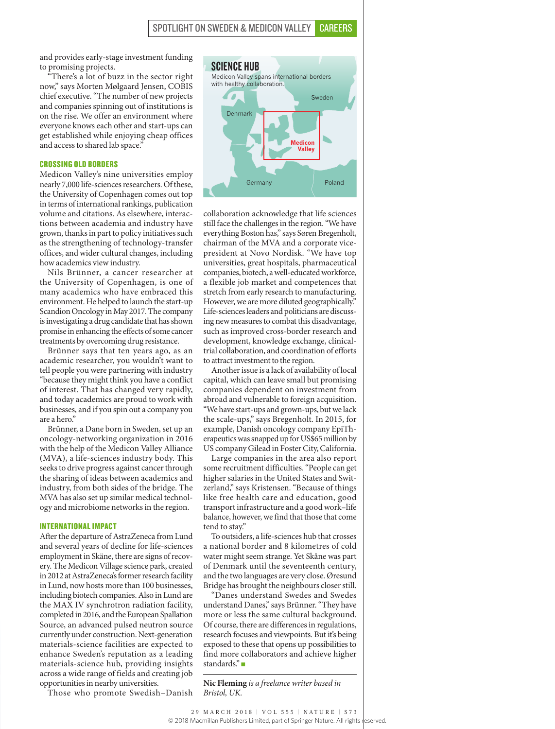and provides early-stage investment funding to promising projects.

"There's a lot of buzz in the sector right now," says Morten Mølgaard Jensen, COBIS chief executive. "The number of new projects and companies spinning out of institutions is on the rise. We offer an environment where everyone knows each other and start-ups can get established while enjoying cheap offices and access to shared lab space."

### CROSSING OLD BORDERS

Medicon Valley's nine universities employ nearly 7,000 life-sciences researchers. Of these, the University of Copenhagen comes out top in terms of international rankings, publication volume and citations. As elsewhere, interactions between academia and industry have grown, thanks in part to policy initiatives such as the strengthening of technology-transfer offices, and wider cultural changes, including how academics view industry.

Nils Brünner, a cancer researcher at the University of Copenhagen, is one of many academics who have embraced this environment. He helped to launch the start-up Scandion Oncology in May 2017. The company is investigating a drug candidate that has shown promise in enhancing the effects of some cancer treatments by overcoming drug resistance.

Brünner says that ten years ago, as an academic researcher, you wouldn't want to tell people you were partnering with industry "because they might think you have a conflict of interest. That has changed very rapidly, and today academics are proud to work with businesses, and if you spin out a company you are a hero."

Brünner, a Dane born in Sweden, set up an oncology-networking organization in 2016 with the help of the Medicon Valley Alliance (MVA), a life-sciences industry body. This seeks to drive progress against cancer through the sharing of ideas between academics and industry, from both sides of the bridge. The MVA has also set up similar medical technology and microbiome networks in the region.

### INTERNATIONAL IMPACT

After the departure of AstraZeneca from Lund and several years of decline for life-sciences employment in Skåne, there are signs of recovery. The Medicon Village science park, created in 2012 at AstraZeneca's former research facility in Lund, now hosts more than 100 businesses, including biotech companies. Also in Lund are the MAX IV synchrotron radiation facility, completed in 2016, and the European Spallation Source, an advanced pulsed neutron source currently under construction. Next-generation materials-science facilities are expected to enhance Sweden's reputation as a leading materials-science hub, providing insights across a wide range of fields and creating job opportunities in nearby universities.

Those who promote Swedish–Danish collaboration acknowledge that life sciences still face the challenges in the region. "We have everything Boston has," says Søren Bregenholt, chairman of the MVA and a corporate vice-president at Novo Nordisk. "We have top universities, great hospitals, pharmaceutical companies, biotech, a well-educated workforce, a flexible job market and competences that stretch from early research to manufacturing. However, we are more diluted geographically." Life-sciences leaders and politicians are discussing new measures to combat this disadvantage, such as improved cross-border research and development, knowledge exchange, clinical-trial collaboration, and coordination of efforts to attract investment to the region.

Another issue is a lack of availability of local capital, which can leave small but promising companies dependent on investment from abroad and vulnerable to foreign acquisition. "We have start-ups and grown-ups, but we lack the scale-ups," says Bregenholt. In 2015, for example, Danish oncology company EpiTherapeutics was snapped up for US$65 million by US company Gilead in Foster City, California.

Large companies in the area also report some recruitment difficulties. "People can get higher salaries in the United States and Switzerland," says Kristensen. "Because of things like free health care and education, good transport infrastructure and a good work–life balance, however, we find that those that come tend to stay."

To outsiders, a life-sciences hub that crosses a national border and 8 kilometres of cold water might seem strange. Yet Skåne was part of Denmark until the seventeenth century, and the two languages are very close. Øresund Bridge has brought the neighbours closer still.

"Danes understand Swedes and Swedes understand Danes," says Brünner. "They have more or less the same cultural background. Of course, there are differences in regulations, research focuses and viewpoints. But it's being exposed to these that opens up possibilities to find more collaborators and achieve higher standards." ■

**SCIENCE HUB**

Medicon Valley spans international borders with healthy collaboration.

Sweden
Denmark
Medicon Valley
Germany
Poland

---

**Nic Fleming** *is a freelance writer based in Bristol, UK.*